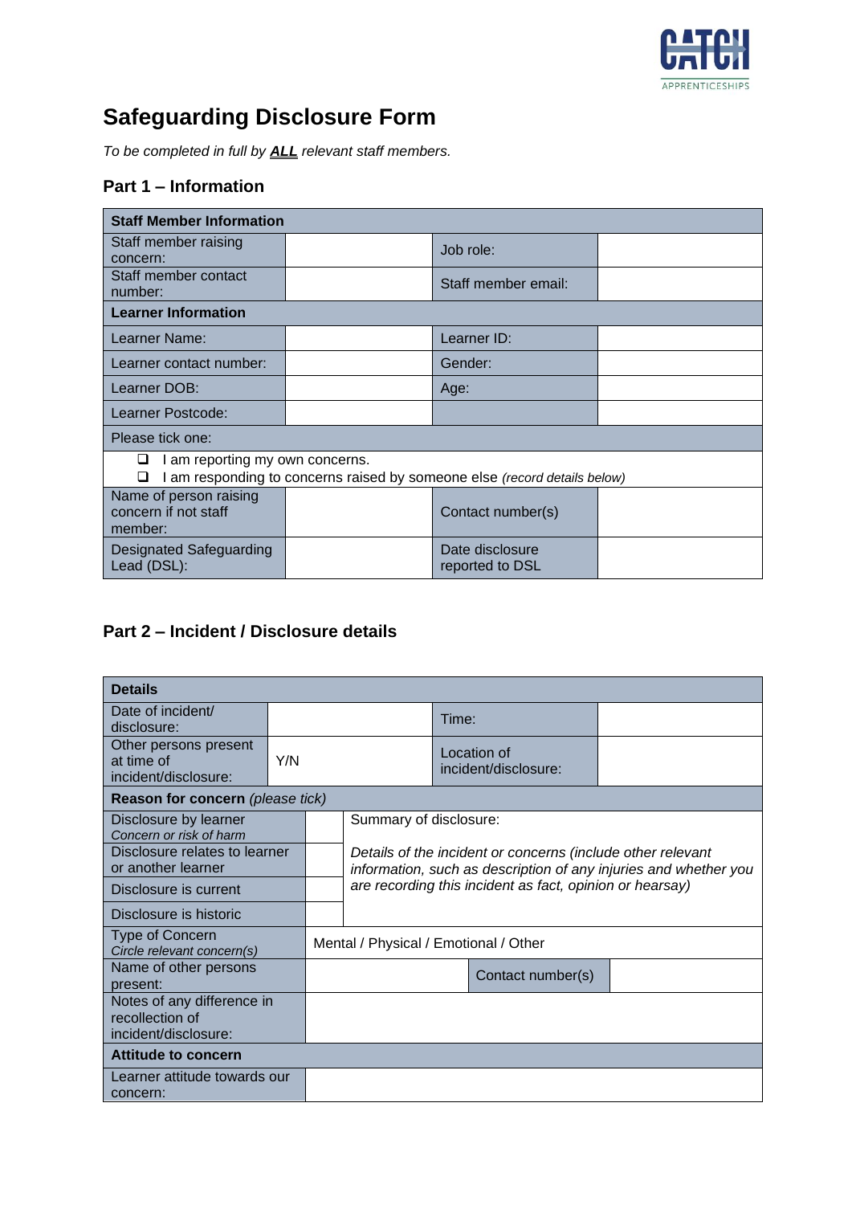# Safeguarding Disclosure Form

*To be completed in full by **ALL** relevant staff members.*

## Part 1 – Information

| **Staff Member Information** | | | |
|---|---|---|---|
| Staff member raising concern: | | Job role: | |
| Staff member contact number: | | Staff member email: | |
| **Learner Information** | | | |
| Learner Name: | | Learner ID: | |
| Learner contact number: | | Gender: | |
| Learner DOB: | | Age: | |
| Learner Postcode: | | | |
| Please tick one: | | | |
| ❑ I am reporting my own concerns.<br>❑ I am responding to concerns raised by someone else *(record details below)* | | | |
| Name of person raising concern if not staff member: | | Contact number(s) | |
| Designated Safeguarding Lead (DSL): | | Date disclosure reported to DSL | |

## Part 2 – Incident / Disclosure details

| **Details** | | | |
|---|---|---|---|
| Date of incident/ disclosure: | | Time: | |
| Other persons present at time of incident/disclosure: | Y/N | Location of incident/disclosure: | |

| **Reason for concern** *(please tick)* | | |
|---|---|---|
| Disclosure by learner<br>*Concern or risk of harm* | | Summary of disclosure:<br><br>*Details of the incident or concerns (include other relevant information, such as description of any injuries and whether you are recording this incident as fact, opinion or hearsay)* |
| Disclosure relates to learner or another learner | | |
| Disclosure is current | | |
| Disclosure is historic | | |

| | | | |
|---|---|---|---|
| Type of Concern<br>*Circle relevant concern(s)* | Mental / Physical / Emotional / Other | | |
| Name of other persons present: | | Contact number(s) | |
| Notes of any difference in recollection of incident/disclosure: | | | |
| **Attitude to concern** | | | |
| Learner attitude towards our concern: | | | |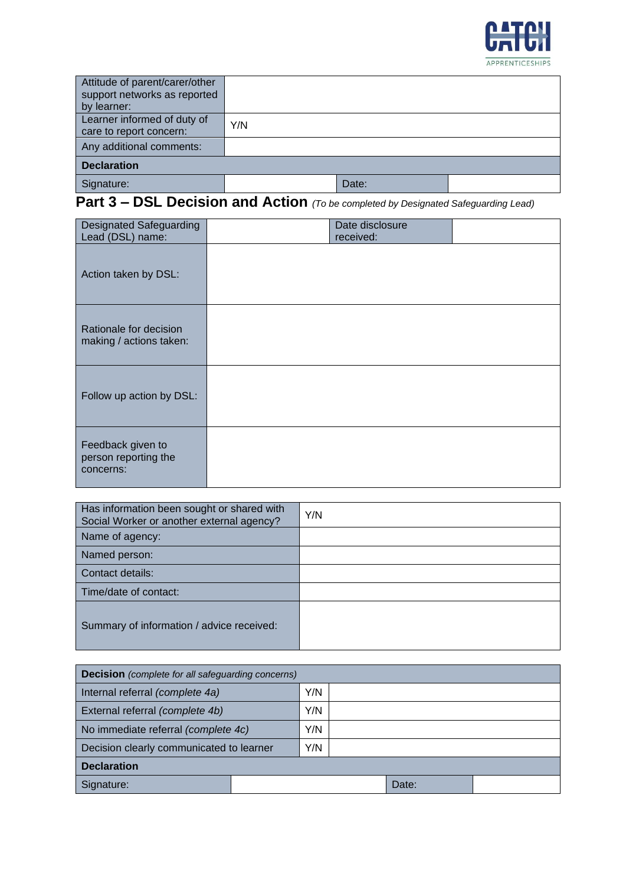| Attitude of parent/carer/other support networks as reported by learner: | | | |
|---|---|---|---|
| Learner informed of duty of care to report concern: | Y/N | | |
| Any additional comments: | | | |
| **Declaration** | | | |
| Signature: | | Date: | |

## Part 3 – DSL Decision and Action *(To be completed by Designated Safeguarding Lead)*

| Designated Safeguarding Lead (DSL) name: | | Date disclosure received: | |
|---|---|---|---|
| Action taken by DSL: | | | |
| Rationale for decision making / actions taken: | | | |
| Follow up action by DSL: | | | |
| Feedback given to person reporting the concerns: | | | |

| Has information been sought or shared with Social Worker or another external agency? | Y/N |
|---|---|
| Name of agency: | |
| Named person: | |
| Contact details: | |
| Time/date of contact: | |
| Summary of information / advice received: | |

| **Decision** *(complete for all safeguarding concerns)* | | | |
|---|---|---|---|
| Internal referral *(complete 4a)* | Y/N | | |
| External referral *(complete 4b)* | Y/N | | |
| No immediate referral *(complete 4c)* | Y/N | | |
| Decision clearly communicated to learner | Y/N | | |
| **Declaration** | | | |
| Signature: | | Date: | |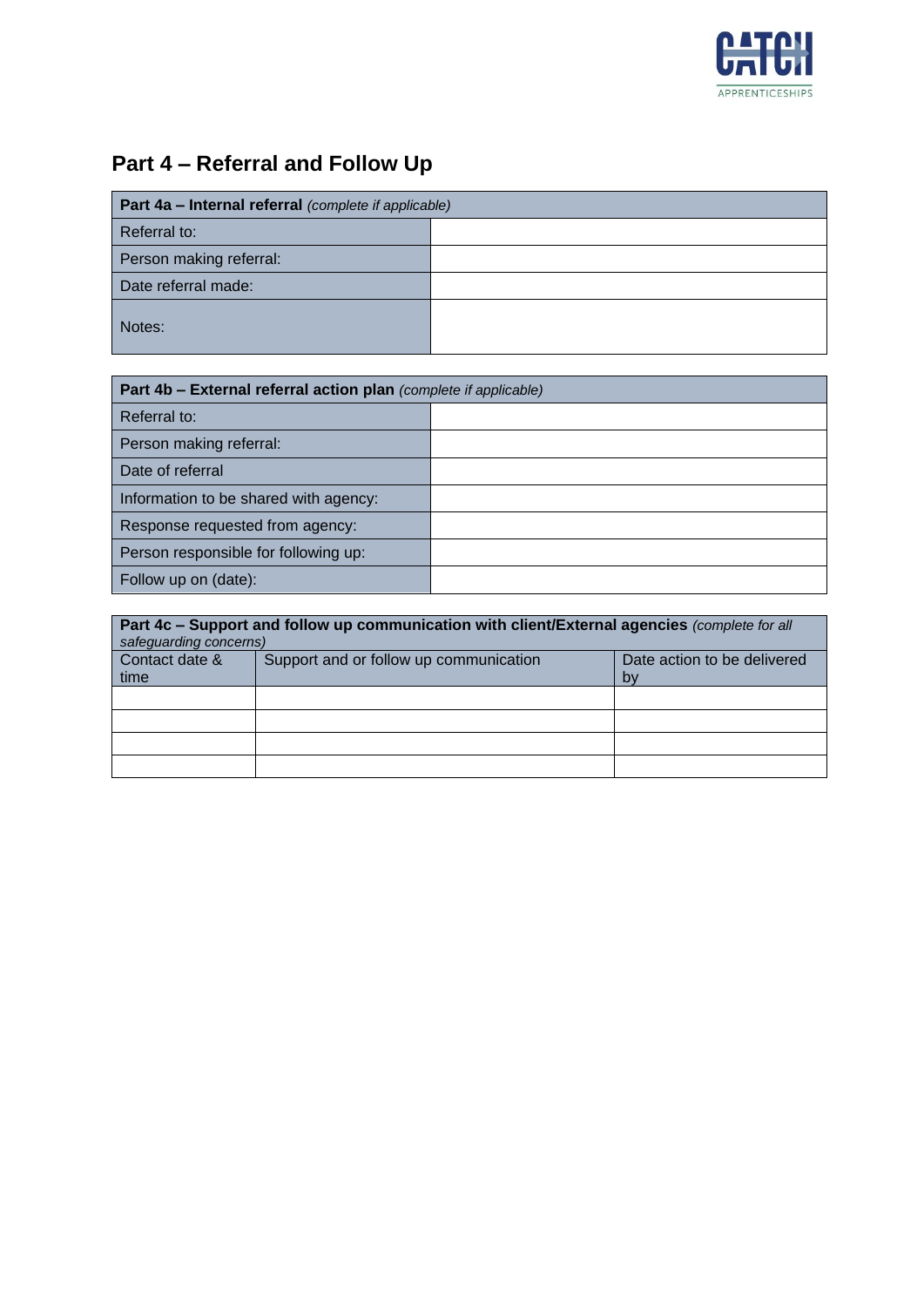## Part 4 – Referral and Follow Up

| **Part 4a – Internal referral** *(complete if applicable)* | |
|---|---|
| Referral to: | |
| Person making referral: | |
| Date referral made: | |
| Notes: | |

| **Part 4b – External referral action plan** *(complete if applicable)* | |
|---|---|
| Referral to: | |
| Person making referral: | |
| Date of referral | |
| Information to be shared with agency: | |
| Response requested from agency: | |
| Person responsible for following up: | |
| Follow up on (date): | |

| **Part 4c – Support and follow up communication with client/External agencies** *(complete for all safeguarding concerns)* | | |
|---|---|---|
| Contact date & time | Support and or follow up communication | Date action to be delivered by |
| | | |
| | | |
| | | |
| | | |